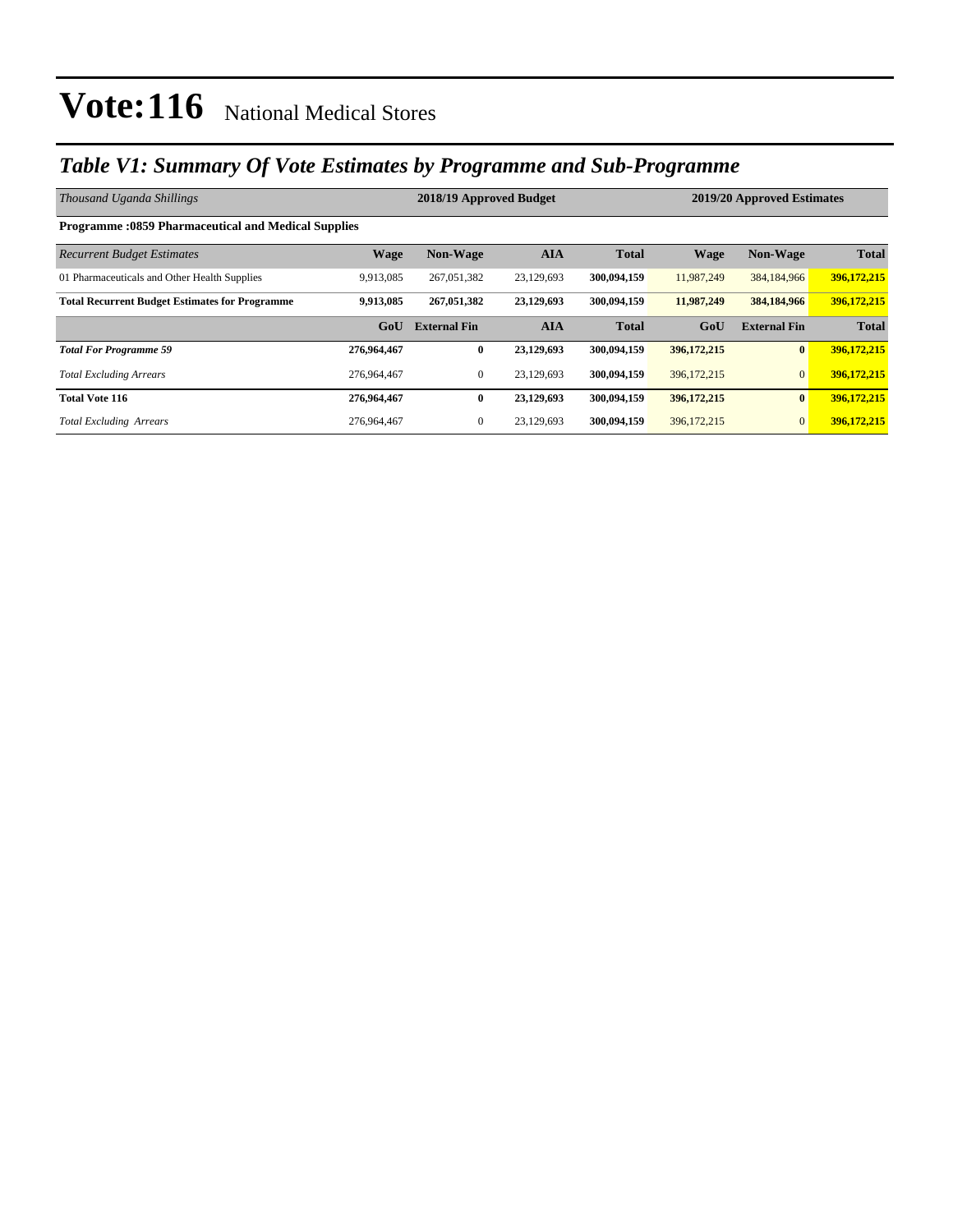# Vote:116 National Medical Stores

## *Table V1: Summary Of Vote Estimates by Programme and Sub-Programme*

| *Thousand Uganda Shillings* | 2018/19 Approved Budget | | | | 2019/20 Approved Estimates | | |
|---|---|---|---|---|---|---|---|
| **Programme :0859 Pharmaceutical and Medical Supplies** | | | | | | | |
| *Recurrent Budget Estimates* | **Wage** | **Non-Wage** | **AIA** | **Total** | **Wage** | **Non-Wage** | **Total** |
| 01 Pharmaceuticals and Other Health Supplies | 9,913,085 | 267,051,382 | 23,129,693 | **300,094,159** | 11,987,249 | 384,184,966 | **396,172,215** |
| **Total Recurrent Budget Estimates for Programme** | **9,913,085** | **267,051,382** | **23,129,693** | **300,094,159** | **11,987,249** | **384,184,966** | **396,172,215** |
| | **GoU** | **External Fin** | **AIA** | **Total** | **GoU** | **External Fin** | **Total** |
| ***Total For Programme 59*** | **276,964,467** | **0** | **23,129,693** | **300,094,159** | **396,172,215** | **0** | **396,172,215** |
| *Total Excluding Arrears* | 276,964,467 | 0 | 23,129,693 | **300,094,159** | 396,172,215 | 0 | **396,172,215** |
| **Total Vote 116** | **276,964,467** | **0** | **23,129,693** | **300,094,159** | **396,172,215** | **0** | **396,172,215** |
| *Total Excluding Arrears* | 276,964,467 | 0 | 23,129,693 | **300,094,159** | 396,172,215 | 0 | **396,172,215** |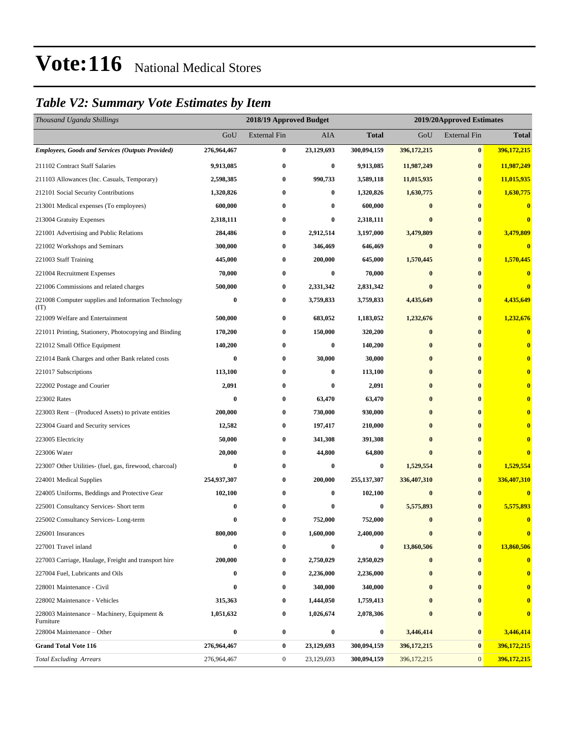# Vote:116 National Medical Stores

## *Table V2: Summary Vote Estimates by Item*

| *Thousand Uganda Shillings* | 2018/19 Approved Budget | | | | 2019/20Approved Estimates | | |
|---|---|---|---|---|---|---|---|
| | GoU | External Fin | AIA | **Total** | GoU | External Fin | **Total** |
| ***Employees, Goods and Services (Outputs Provided)*** | **276,964,467** | **0** | **23,129,693** | **300,094,159** | **396,172,215** | **0** | **396,172,215** |
| 211102 Contract Staff Salaries | **9,913,085** | **0** | **0** | **9,913,085** | **11,987,249** | **0** | **11,987,249** |
| 211103 Allowances (Inc. Casuals, Temporary) | **2,598,385** | **0** | **990,733** | **3,589,118** | **11,015,935** | **0** | **11,015,935** |
| 212101 Social Security Contributions | **1,320,826** | **0** | **0** | **1,320,826** | **1,630,775** | **0** | **1,630,775** |
| 213001 Medical expenses (To employees) | **600,000** | **0** | **0** | **600,000** | **0** | **0** | **0** |
| 213004 Gratuity Expenses | **2,318,111** | **0** | **0** | **2,318,111** | **0** | **0** | **0** |
| 221001 Advertising and Public Relations | **284,486** | **0** | **2,912,514** | **3,197,000** | **3,479,809** | **0** | **3,479,809** |
| 221002 Workshops and Seminars | **300,000** | **0** | **346,469** | **646,469** | **0** | **0** | **0** |
| 221003 Staff Training | **445,000** | **0** | **200,000** | **645,000** | **1,570,445** | **0** | **1,570,445** |
| 221004 Recruitment Expenses | **70,000** | **0** | **0** | **70,000** | **0** | **0** | **0** |
| 221006 Commissions and related charges | **500,000** | **0** | **2,331,342** | **2,831,342** | **0** | **0** | **0** |
| 221008 Computer supplies and Information Technology (IT) | **0** | **0** | **3,759,833** | **3,759,833** | **4,435,649** | **0** | **4,435,649** |
| 221009 Welfare and Entertainment | **500,000** | **0** | **683,052** | **1,183,052** | **1,232,676** | **0** | **1,232,676** |
| 221011 Printing, Stationery, Photocopying and Binding | **170,200** | **0** | **150,000** | **320,200** | **0** | **0** | **0** |
| 221012 Small Office Equipment | **140,200** | **0** | **0** | **140,200** | **0** | **0** | **0** |
| 221014 Bank Charges and other Bank related costs | **0** | **0** | **30,000** | **30,000** | **0** | **0** | **0** |
| 221017 Subscriptions | **113,100** | **0** | **0** | **113,100** | **0** | **0** | **0** |
| 222002 Postage and Courier | **2,091** | **0** | **0** | **2,091** | **0** | **0** | **0** |
| 223002 Rates | **0** | **0** | **63,470** | **63,470** | **0** | **0** | **0** |
| 223003 Rent – (Produced Assets) to private entities | **200,000** | **0** | **730,000** | **930,000** | **0** | **0** | **0** |
| 223004 Guard and Security services | **12,582** | **0** | **197,417** | **210,000** | **0** | **0** | **0** |
| 223005 Electricity | **50,000** | **0** | **341,308** | **391,308** | **0** | **0** | **0** |
| 223006 Water | **20,000** | **0** | **44,800** | **64,800** | **0** | **0** | **0** |
| 223007 Other Utilities- (fuel, gas, firewood, charcoal) | **0** | **0** | **0** | **0** | **1,529,554** | **0** | **1,529,554** |
| 224001 Medical Supplies | **254,937,307** | **0** | **200,000** | **255,137,307** | **336,407,310** | **0** | **336,407,310** |
| 224005 Uniforms, Beddings and Protective Gear | **102,100** | **0** | **0** | **102,100** | **0** | **0** | **0** |
| 225001 Consultancy Services- Short term | **0** | **0** | **0** | **0** | **5,575,893** | **0** | **5,575,893** |
| 225002 Consultancy Services- Long-term | **0** | **0** | **752,000** | **752,000** | **0** | **0** | **0** |
| 226001 Insurances | **800,000** | **0** | **1,600,000** | **2,400,000** | **0** | **0** | **0** |
| 227001 Travel inland | **0** | **0** | **0** | **0** | **13,860,506** | **0** | **13,860,506** |
| 227003 Carriage, Haulage, Freight and transport hire | **200,000** | **0** | **2,750,029** | **2,950,029** | **0** | **0** | **0** |
| 227004 Fuel, Lubricants and Oils | **0** | **0** | **2,236,000** | **2,236,000** | **0** | **0** | **0** |
| 228001 Maintenance - Civil | **0** | **0** | **340,000** | **340,000** | **0** | **0** | **0** |
| 228002 Maintenance - Vehicles | **315,363** | **0** | **1,444,050** | **1,759,413** | **0** | **0** | **0** |
| 228003 Maintenance – Machinery, Equipment & Furniture | **1,051,632** | **0** | **1,026,674** | **2,078,306** | **0** | **0** | **0** |
| 228004 Maintenance – Other | **0** | **0** | **0** | **0** | **3,446,414** | **0** | **3,446,414** |
| **Grand Total Vote 116** | **276,964,467** | **0** | **23,129,693** | **300,094,159** | **396,172,215** | **0** | **396,172,215** |
| *Total Excluding Arrears* | 276,964,467 | 0 | 23,129,693 | **300,094,159** | 396,172,215 | 0 | **396,172,215** |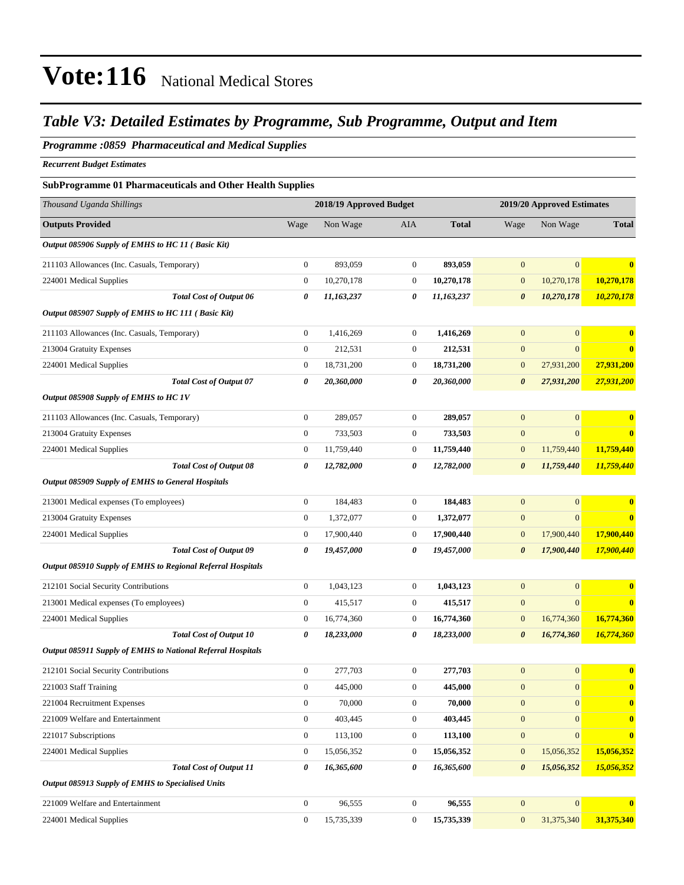# Vote:116 National Medical Stores

## *Table V3: Detailed Estimates by Programme, Sub Programme, Output and Item*

### *Programme :0859 Pharmaceutical and Medical Supplies*

***Recurrent Budget Estimates***

**SubProgramme 01 Pharmaceuticals and Other Health Supplies**

| *Thousand Uganda Shillings* | 2018/19 Approved Budget | | | | 2019/20 Approved Estimates | | |
|---|---|---|---|---|---|---|---|
| **Outputs Provided** | Wage | Non Wage | AIA | **Total** | Wage | Non Wage | **Total** |
| ***Output 085906 Supply of EMHS to HC 11 ( Basic Kit)*** | | | | | | | |
| 211103 Allowances (Inc. Casuals, Temporary) | 0 | 893,059 | 0 | **893,059** | 0 | 0 | **0** |
| 224001 Medical Supplies | 0 | 10,270,178 | 0 | **10,270,178** | 0 | 10,270,178 | **10,270,178** |
| ***Total Cost of Output 06*** | ***0*** | ***11,163,237*** | ***0*** | ***11,163,237*** | ***0*** | ***10,270,178*** | ***10,270,178*** |
| ***Output 085907 Supply of EMHS to HC 111 ( Basic Kit)*** | | | | | | | |
| 211103 Allowances (Inc. Casuals, Temporary) | 0 | 1,416,269 | 0 | **1,416,269** | 0 | 0 | **0** |
| 213004 Gratuity Expenses | 0 | 212,531 | 0 | **212,531** | 0 | 0 | **0** |
| 224001 Medical Supplies | 0 | 18,731,200 | 0 | **18,731,200** | 0 | 27,931,200 | **27,931,200** |
| ***Total Cost of Output 07*** | ***0*** | ***20,360,000*** | ***0*** | ***20,360,000*** | ***0*** | ***27,931,200*** | ***27,931,200*** |
| ***Output 085908 Supply of EMHS to HC 1V*** | | | | | | | |
| 211103 Allowances (Inc. Casuals, Temporary) | 0 | 289,057 | 0 | **289,057** | 0 | 0 | **0** |
| 213004 Gratuity Expenses | 0 | 733,503 | 0 | **733,503** | 0 | 0 | **0** |
| 224001 Medical Supplies | 0 | 11,759,440 | 0 | **11,759,440** | 0 | 11,759,440 | **11,759,440** |
| ***Total Cost of Output 08*** | ***0*** | ***12,782,000*** | ***0*** | ***12,782,000*** | ***0*** | ***11,759,440*** | ***11,759,440*** |
| ***Output 085909 Supply of EMHS to General Hospitals*** | | | | | | | |
| 213001 Medical expenses (To employees) | 0 | 184,483 | 0 | **184,483** | 0 | 0 | **0** |
| 213004 Gratuity Expenses | 0 | 1,372,077 | 0 | **1,372,077** | 0 | 0 | **0** |
| 224001 Medical Supplies | 0 | 17,900,440 | 0 | **17,900,440** | 0 | 17,900,440 | **17,900,440** |
| ***Total Cost of Output 09*** | ***0*** | ***19,457,000*** | ***0*** | ***19,457,000*** | ***0*** | ***17,900,440*** | ***17,900,440*** |
| ***Output 085910 Supply of EMHS to Regional Referral Hospitals*** | | | | | | | |
| 212101 Social Security Contributions | 0 | 1,043,123 | 0 | **1,043,123** | 0 | 0 | **0** |
| 213001 Medical expenses (To employees) | 0 | 415,517 | 0 | **415,517** | 0 | 0 | **0** |
| 224001 Medical Supplies | 0 | 16,774,360 | 0 | **16,774,360** | 0 | 16,774,360 | **16,774,360** |
| ***Total Cost of Output 10*** | ***0*** | ***18,233,000*** | ***0*** | ***18,233,000*** | ***0*** | ***16,774,360*** | ***16,774,360*** |
| ***Output 085911 Supply of EMHS to National Referral Hospitals*** | | | | | | | |
| 212101 Social Security Contributions | 0 | 277,703 | 0 | **277,703** | 0 | 0 | **0** |
| 221003 Staff Training | 0 | 445,000 | 0 | **445,000** | 0 | 0 | **0** |
| 221004 Recruitment Expenses | 0 | 70,000 | 0 | **70,000** | 0 | 0 | **0** |
| 221009 Welfare and Entertainment | 0 | 403,445 | 0 | **403,445** | 0 | 0 | **0** |
| 221017 Subscriptions | 0 | 113,100 | 0 | **113,100** | 0 | 0 | **0** |
| 224001 Medical Supplies | 0 | 15,056,352 | 0 | **15,056,352** | 0 | 15,056,352 | **15,056,352** |
| ***Total Cost of Output 11*** | ***0*** | ***16,365,600*** | ***0*** | ***16,365,600*** | ***0*** | ***15,056,352*** | ***15,056,352*** |
| ***Output 085913 Supply of EMHS to Specialised Units*** | | | | | | | |
| 221009 Welfare and Entertainment | 0 | 96,555 | 0 | **96,555** | 0 | 0 | **0** |
| 224001 Medical Supplies | 0 | 15,735,339 | 0 | **15,735,339** | 0 | 31,375,340 | **31,375,340** |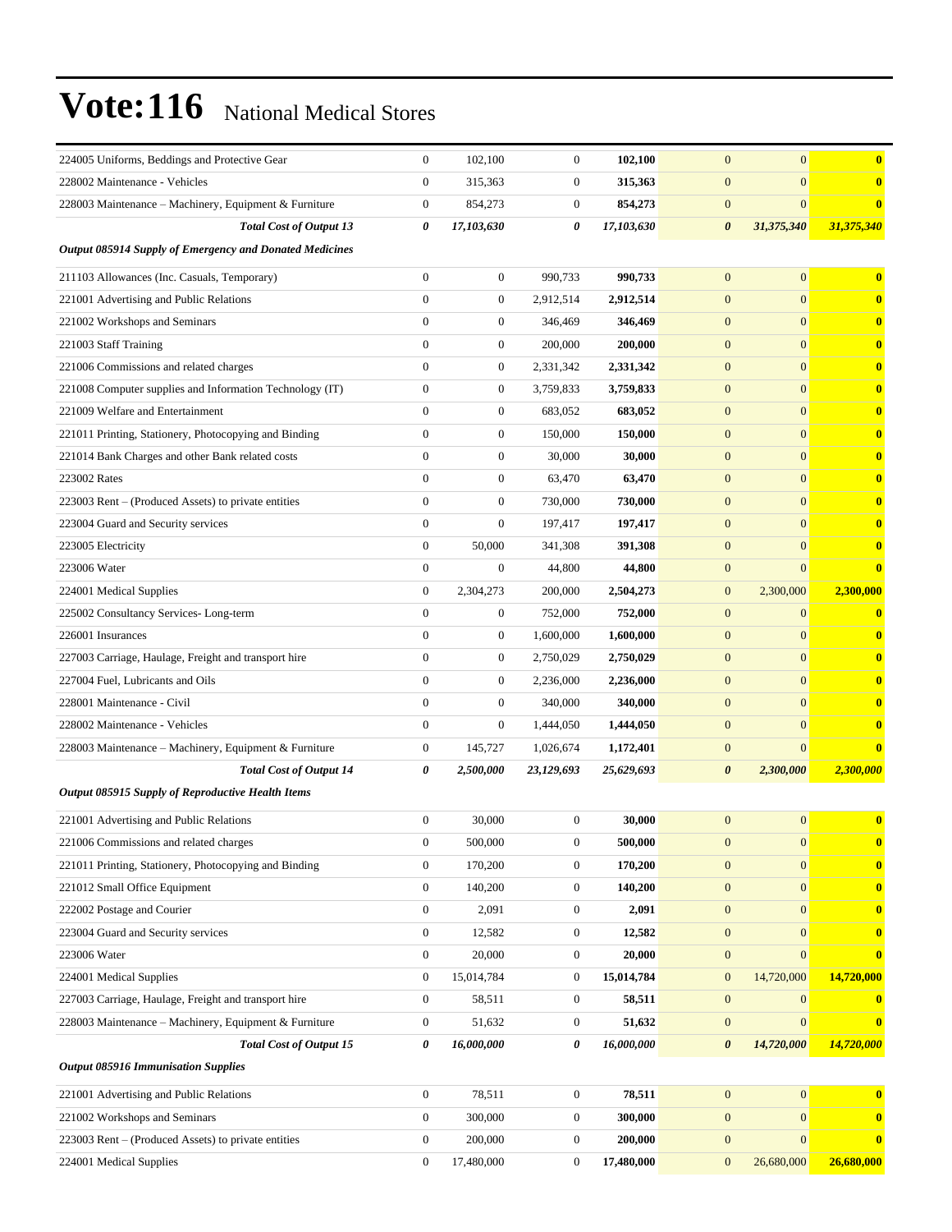# Vote:116 National Medical Stores

| | | | | | | | |
|---|---|---|---|---|---|---|---|
| 224005 Uniforms, Beddings and Protective Gear | 0 | 102,100 | 0 | **102,100** | 0 | 0 | **0** |
| 228002 Maintenance - Vehicles | 0 | 315,363 | 0 | **315,363** | 0 | 0 | **0** |
| 228003 Maintenance – Machinery, Equipment & Furniture | 0 | 854,273 | 0 | **854,273** | 0 | 0 | **0** |
| ***Total Cost of Output 13*** | ***0*** | ***17,103,630*** | ***0*** | ***17,103,630*** | ***0*** | ***31,375,340*** | ***31,375,340*** |
| ***Output 085914 Supply of Emergency and Donated Medicines*** | | | | | | | |
| 211103 Allowances (Inc. Casuals, Temporary) | 0 | 0 | 990,733 | **990,733** | 0 | 0 | **0** |
| 221001 Advertising and Public Relations | 0 | 0 | 2,912,514 | **2,912,514** | 0 | 0 | **0** |
| 221002 Workshops and Seminars | 0 | 0 | 346,469 | **346,469** | 0 | 0 | **0** |
| 221003 Staff Training | 0 | 0 | 200,000 | **200,000** | 0 | 0 | **0** |
| 221006 Commissions and related charges | 0 | 0 | 2,331,342 | **2,331,342** | 0 | 0 | **0** |
| 221008 Computer supplies and Information Technology (IT) | 0 | 0 | 3,759,833 | **3,759,833** | 0 | 0 | **0** |
| 221009 Welfare and Entertainment | 0 | 0 | 683,052 | **683,052** | 0 | 0 | **0** |
| 221011 Printing, Stationery, Photocopying and Binding | 0 | 0 | 150,000 | **150,000** | 0 | 0 | **0** |
| 221014 Bank Charges and other Bank related costs | 0 | 0 | 30,000 | **30,000** | 0 | 0 | **0** |
| 223002 Rates | 0 | 0 | 63,470 | **63,470** | 0 | 0 | **0** |
| 223003 Rent – (Produced Assets) to private entities | 0 | 0 | 730,000 | **730,000** | 0 | 0 | **0** |
| 223004 Guard and Security services | 0 | 0 | 197,417 | **197,417** | 0 | 0 | **0** |
| 223005 Electricity | 0 | 50,000 | 341,308 | **391,308** | 0 | 0 | **0** |
| 223006 Water | 0 | 0 | 44,800 | **44,800** | 0 | 0 | **0** |
| 224001 Medical Supplies | 0 | 2,304,273 | 200,000 | **2,504,273** | 0 | 2,300,000 | **2,300,000** |
| 225002 Consultancy Services- Long-term | 0 | 0 | 752,000 | **752,000** | 0 | 0 | **0** |
| 226001 Insurances | 0 | 0 | 1,600,000 | **1,600,000** | 0 | 0 | **0** |
| 227003 Carriage, Haulage, Freight and transport hire | 0 | 0 | 2,750,029 | **2,750,029** | 0 | 0 | **0** |
| 227004 Fuel, Lubricants and Oils | 0 | 0 | 2,236,000 | **2,236,000** | 0 | 0 | **0** |
| 228001 Maintenance - Civil | 0 | 0 | 340,000 | **340,000** | 0 | 0 | **0** |
| 228002 Maintenance - Vehicles | 0 | 0 | 1,444,050 | **1,444,050** | 0 | 0 | **0** |
| 228003 Maintenance – Machinery, Equipment & Furniture | 0 | 145,727 | 1,026,674 | **1,172,401** | 0 | 0 | **0** |
| ***Total Cost of Output 14*** | ***0*** | ***2,500,000*** | ***23,129,693*** | ***25,629,693*** | ***0*** | ***2,300,000*** | ***2,300,000*** |
| ***Output 085915 Supply of Reproductive Health Items*** | | | | | | | |
| 221001 Advertising and Public Relations | 0 | 30,000 | 0 | **30,000** | 0 | 0 | **0** |
| 221006 Commissions and related charges | 0 | 500,000 | 0 | **500,000** | 0 | 0 | **0** |
| 221011 Printing, Stationery, Photocopying and Binding | 0 | 170,200 | 0 | **170,200** | 0 | 0 | **0** |
| 221012 Small Office Equipment | 0 | 140,200 | 0 | **140,200** | 0 | 0 | **0** |
| 222002 Postage and Courier | 0 | 2,091 | 0 | **2,091** | 0 | 0 | **0** |
| 223004 Guard and Security services | 0 | 12,582 | 0 | **12,582** | 0 | 0 | **0** |
| 223006 Water | 0 | 20,000 | 0 | **20,000** | 0 | 0 | **0** |
| 224001 Medical Supplies | 0 | 15,014,784 | 0 | **15,014,784** | 0 | 14,720,000 | **14,720,000** |
| 227003 Carriage, Haulage, Freight and transport hire | 0 | 58,511 | 0 | **58,511** | 0 | 0 | **0** |
| 228003 Maintenance – Machinery, Equipment & Furniture | 0 | 51,632 | 0 | **51,632** | 0 | 0 | **0** |
| ***Total Cost of Output 15*** | ***0*** | ***16,000,000*** | ***0*** | ***16,000,000*** | ***0*** | ***14,720,000*** | ***14,720,000*** |
| ***Output 085916 Immunisation Supplies*** | | | | | | | |
| 221001 Advertising and Public Relations | 0 | 78,511 | 0 | **78,511** | 0 | 0 | **0** |
| 221002 Workshops and Seminars | 0 | 300,000 | 0 | **300,000** | 0 | 0 | **0** |
| 223003 Rent – (Produced Assets) to private entities | 0 | 200,000 | 0 | **200,000** | 0 | 0 | **0** |
| 224001 Medical Supplies | 0 | 17,480,000 | 0 | **17,480,000** | 0 | 26,680,000 | **26,680,000** |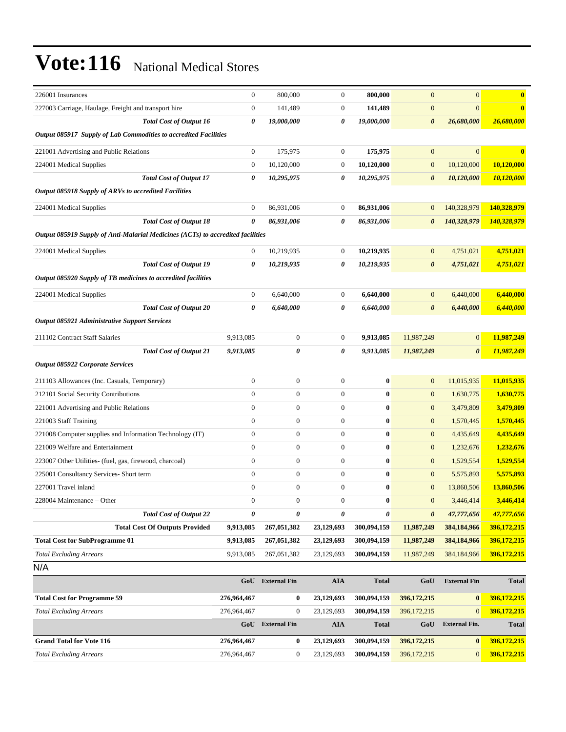# Vote:116 National Medical Stores

| | | | | | | | |
|---|---|---|---|---|---|---|---|
| 226001 Insurances | 0 | 800,000 | 0 | **800,000** | 0 | 0 | **0** |
| 227003 Carriage, Haulage, Freight and transport hire | 0 | 141,489 | 0 | **141,489** | 0 | 0 | **0** |
| ***Total Cost of Output 16*** | ***0*** | ***19,000,000*** | ***0*** | ***19,000,000*** | ***0*** | ***26,680,000*** | ***26,680,000*** |
| ***Output 085917 Supply of Lab Commodities to accredited Facilities*** | | | | | | | |
| 221001 Advertising and Public Relations | 0 | 175,975 | 0 | **175,975** | 0 | 0 | **0** |
| 224001 Medical Supplies | 0 | 10,120,000 | 0 | **10,120,000** | 0 | 10,120,000 | **10,120,000** |
| ***Total Cost of Output 17*** | ***0*** | ***10,295,975*** | ***0*** | ***10,295,975*** | ***0*** | ***10,120,000*** | ***10,120,000*** |
| ***Output 085918 Supply of ARVs to accredited Facilities*** | | | | | | | |
| 224001 Medical Supplies | 0 | 86,931,006 | 0 | **86,931,006** | 0 | 140,328,979 | **140,328,979** |
| ***Total Cost of Output 18*** | ***0*** | ***86,931,006*** | ***0*** | ***86,931,006*** | ***0*** | ***140,328,979*** | ***140,328,979*** |
| ***Output 085919 Supply of Anti-Malarial Medicines (ACTs) to accredited facilities*** | | | | | | | |
| 224001 Medical Supplies | 0 | 10,219,935 | 0 | **10,219,935** | 0 | 4,751,021 | **4,751,021** |
| ***Total Cost of Output 19*** | ***0*** | ***10,219,935*** | ***0*** | ***10,219,935*** | ***0*** | ***4,751,021*** | ***4,751,021*** |
| ***Output 085920 Supply of TB medicines to accredited facilities*** | | | | | | | |
| 224001 Medical Supplies | 0 | 6,640,000 | 0 | **6,640,000** | 0 | 6,440,000 | **6,440,000** |
| ***Total Cost of Output 20*** | ***0*** | ***6,640,000*** | ***0*** | ***6,640,000*** | ***0*** | ***6,440,000*** | ***6,440,000*** |
| ***Output 085921 Administrative Support Services*** | | | | | | | |
| 211102 Contract Staff Salaries | 9,913,085 | 0 | 0 | **9,913,085** | 11,987,249 | 0 | **11,987,249** |
| ***Total Cost of Output 21*** | ***9,913,085*** | ***0*** | ***0*** | ***9,913,085*** | ***11,987,249*** | ***0*** | ***11,987,249*** |
| ***Output 085922 Corporate Services*** | | | | | | | |
| 211103 Allowances (Inc. Casuals, Temporary) | 0 | 0 | 0 | **0** | 0 | 11,015,935 | **11,015,935** |
| 212101 Social Security Contributions | 0 | 0 | 0 | **0** | 0 | 1,630,775 | **1,630,775** |
| 221001 Advertising and Public Relations | 0 | 0 | 0 | **0** | 0 | 3,479,809 | **3,479,809** |
| 221003 Staff Training | 0 | 0 | 0 | **0** | 0 | 1,570,445 | **1,570,445** |
| 221008 Computer supplies and Information Technology (IT) | 0 | 0 | 0 | **0** | 0 | 4,435,649 | **4,435,649** |
| 221009 Welfare and Entertainment | 0 | 0 | 0 | **0** | 0 | 1,232,676 | **1,232,676** |
| 223007 Other Utilities- (fuel, gas, firewood, charcoal) | 0 | 0 | 0 | **0** | 0 | 1,529,554 | **1,529,554** |
| 225001 Consultancy Services- Short term | 0 | 0 | 0 | **0** | 0 | 5,575,893 | **5,575,893** |
| 227001 Travel inland | 0 | 0 | 0 | **0** | 0 | 13,860,506 | **13,860,506** |
| 228004 Maintenance – Other | 0 | 0 | 0 | **0** | 0 | 3,446,414 | **3,446,414** |
| ***Total Cost of Output 22*** | ***0*** | ***0*** | ***0*** | ***0*** | ***0*** | ***47,777,656*** | ***47,777,656*** |
| **Total Cost Of Outputs Provided** | **9,913,085** | **267,051,382** | **23,129,693** | **300,094,159** | **11,987,249** | **384,184,966** | **396,172,215** |
| **Total Cost for SubProgramme 01** | **9,913,085** | **267,051,382** | **23,129,693** | **300,094,159** | **11,987,249** | **384,184,966** | **396,172,215** |
| *Total Excluding Arrears* | 9,913,085 | 267,051,382 | 23,129,693 | **300,094,159** | 11,987,249 | 384,184,966 | **396,172,215** |

N/A

| | GoU | External Fin | AIA | Total | GoU | External Fin | Total |
|---|---|---|---|---|---|---|---|
| **Total Cost for Programme 59** | **276,964,467** | **0** | **23,129,693** | **300,094,159** | **396,172,215** | **0** | **396,172,215** |
| *Total Excluding Arrears* | 276,964,467 | 0 | 23,129,693 | **300,094,159** | 396,172,215 | 0 | **396,172,215** |

| | GoU | External Fin | AIA | Total | GoU | External Fin. | Total |
|---|---|---|---|---|---|---|---|
| **Grand Total for Vote 116** | **276,964,467** | **0** | **23,129,693** | **300,094,159** | **396,172,215** | **0** | **396,172,215** |
| *Total Excluding Arrears* | 276,964,467 | 0 | 23,129,693 | **300,094,159** | 396,172,215 | 0 | **396,172,215** |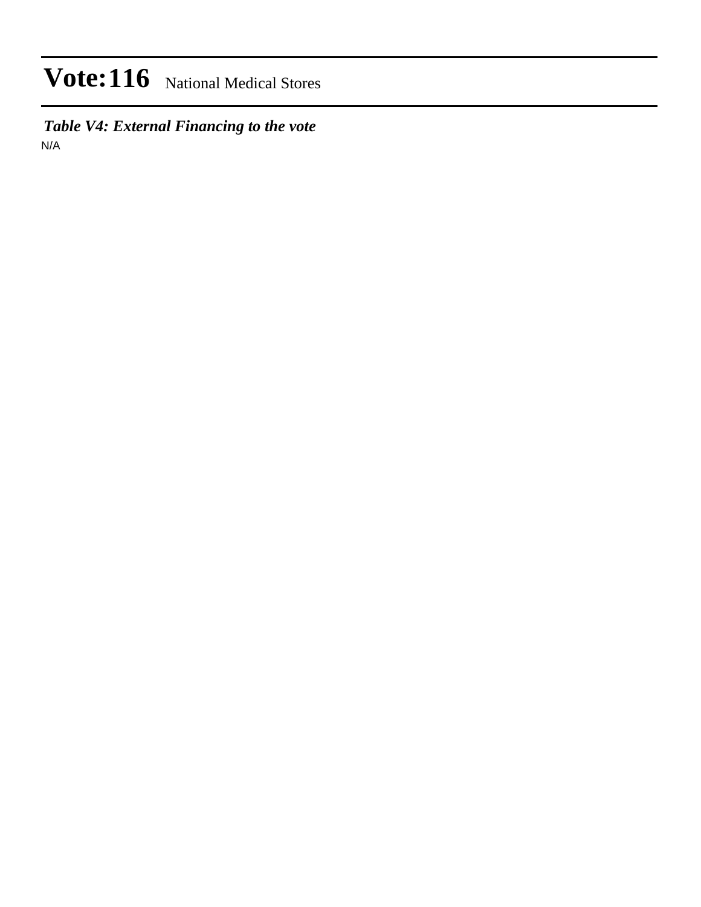# Vote:116 National Medical Stores

***Table V4: External Financing to the vote***

N/A